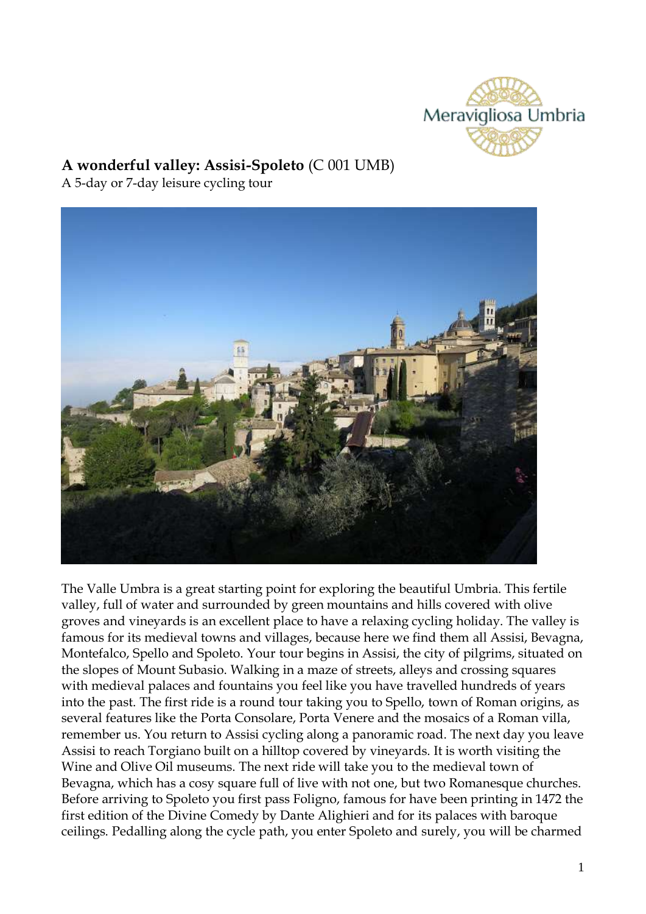# **A wonderful valley: Assisi-Spoleto** (C 001 UMB)

A 5-day or 7-day leisure cycling tour

The Valle Umbra is a great starting point for exploring the beautiful Umbria. This fertile valley, full of water and surrounded by green mountains and hills covered with olive groves and vineyards is an excellent place to have a relaxing cycling holiday. The valley is famous for its medieval towns and villages, because here we find them all Assisi, Bevagna, Montefalco, Spello and Spoleto. Your tour begins in Assisi, the city of pilgrims, situated on the slopes of Mount Subasio. Walking in a maze of streets, alleys and crossing squares with medieval palaces and fountains you feel like you have travelled hundreds of years into the past. The first ride is a round tour taking you to Spello, town of Roman origins, as several features like the Porta Consolare, Porta Venere and the mosaics of a Roman villa, remember us. You return to Assisi cycling along a panoramic road. The next day you leave Assisi to reach Torgiano built on a hilltop covered by vineyards. It is worth visiting the Wine and Olive Oil museums. The next ride will take you to the medieval town of Bevagna, which has a cosy square full of live with not one, but two Romanesque churches. Before arriving to Spoleto you first pass Foligno, famous for have been printing in 1472 the first edition of the Divine Comedy by Dante Alighieri and for its palaces with baroque ceilings. Pedalling along the cycle path, you enter Spoleto and surely, you will be charmed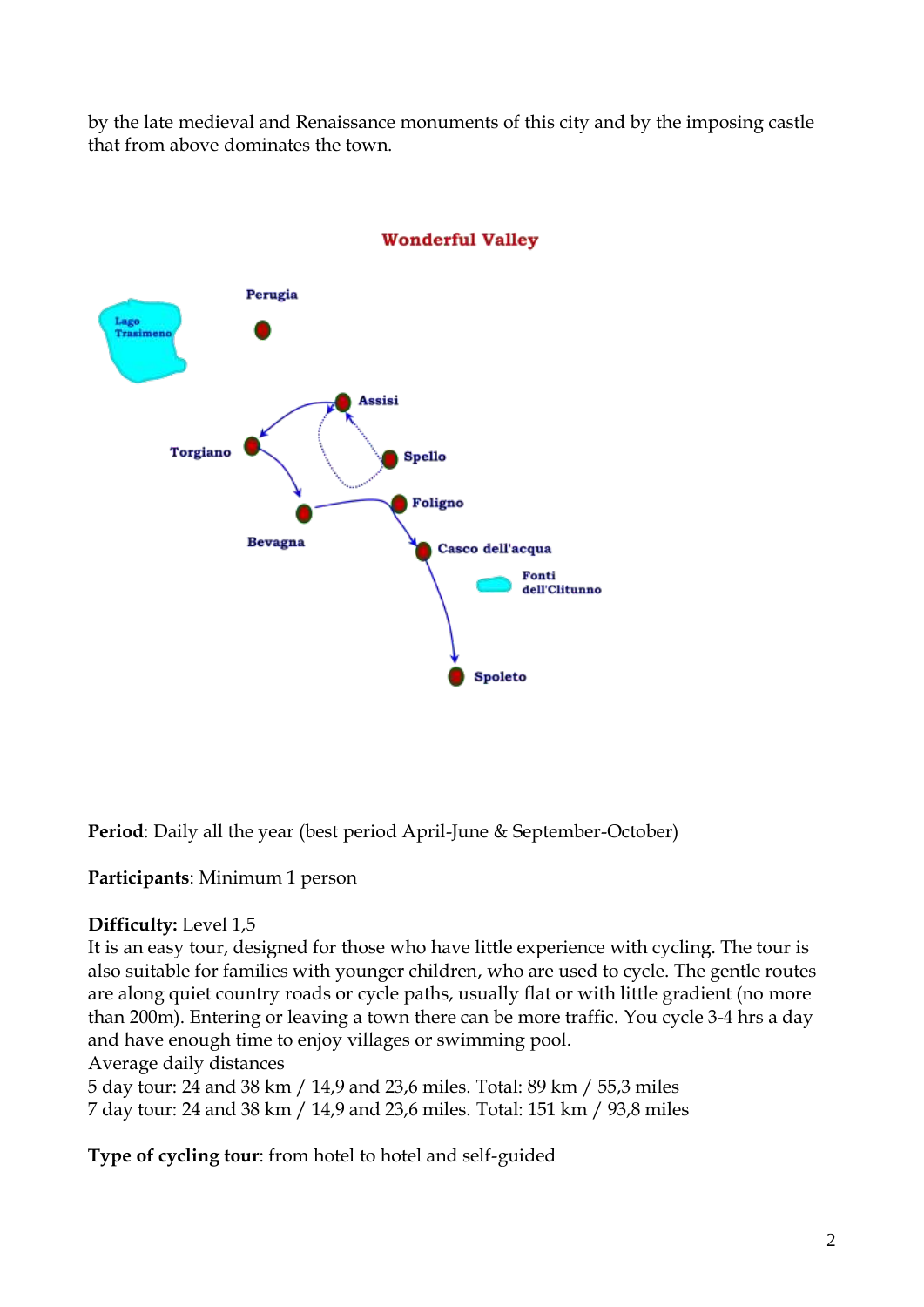by the late medieval and Renaissance monuments of this city and by the imposing castle that from above dominates the town.

## Wonderful Valley

**Period**: Daily all the year (best period April-June & September-October)

**Participants**: Minimum 1 person

**Difficulty:** Level 1,5
It is an easy tour, designed for those who have little experience with cycling. The tour is also suitable for families with younger children, who are used to cycle. The gentle routes are along quiet country roads or cycle paths, usually flat or with little gradient (no more than 200m). Entering or leaving a town there can be more traffic. You cycle 3-4 hrs a day and have enough time to enjoy villages or swimming pool.
Average daily distances
5 day tour: 24 and 38 km / 14,9 and 23,6 miles. Total: 89 km / 55,3 miles
7 day tour: 24 and 38 km / 14,9 and 23,6 miles. Total: 151 km / 93,8 miles

**Type of cycling tour**: from hotel to hotel and self-guided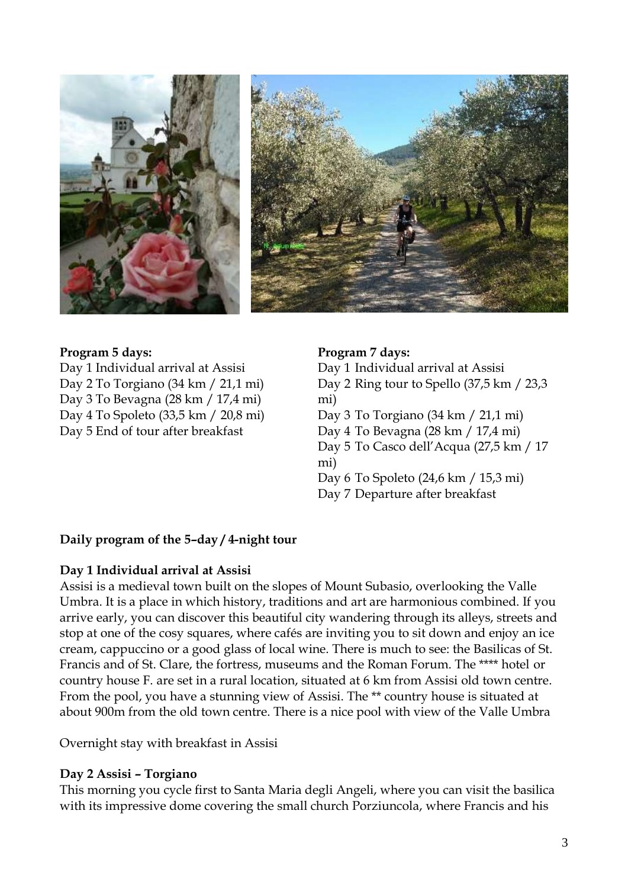**Program 5 days:**
Day 1 Individual arrival at Assisi
Day 2 To Torgiano (34 km / 21,1 mi)
Day 3 To Bevagna (28 km / 17,4 mi)
Day 4 To Spoleto (33,5 km / 20,8 mi)
Day 5 End of tour after breakfast

**Program 7 days:**
Day 1 Individual arrival at Assisi
Day 2 Ring tour to Spello (37,5 km / 23,3 mi)
Day 3 To Torgiano (34 km / 21,1 mi)
Day 4 To Bevagna (28 km / 17,4 mi)
Day 5 To Casco dell'Acqua (27,5 km / 17 mi)
Day 6 To Spoleto (24,6 km / 15,3 mi)
Day 7 Departure after breakfast

**Daily program of the 5–day / 4-night tour**

**Day 1 Individual arrival at Assisi**
Assisi is a medieval town built on the slopes of Mount Subasio, overlooking the Valle Umbra. It is a place in which history, traditions and art are harmonious combined. If you arrive early, you can discover this beautiful city wandering through its alleys, streets and stop at one of the cosy squares, where cafés are inviting you to sit down and enjoy an ice cream, cappuccino or a good glass of local wine. There is much to see: the Basilicas of St. Francis and of St. Clare, the fortress, museums and the Roman Forum. The **** hotel or country house F. are set in a rural location, situated at 6 km from Assisi old town centre. From the pool, you have a stunning view of Assisi. The ** country house is situated at about 900m from the old town centre. There is a nice pool with view of the Valle Umbra

Overnight stay with breakfast in Assisi

**Day 2 Assisi – Torgiano**
This morning you cycle first to Santa Maria degli Angeli, where you can visit the basilica with its impressive dome covering the small church Porziuncola, where Francis and his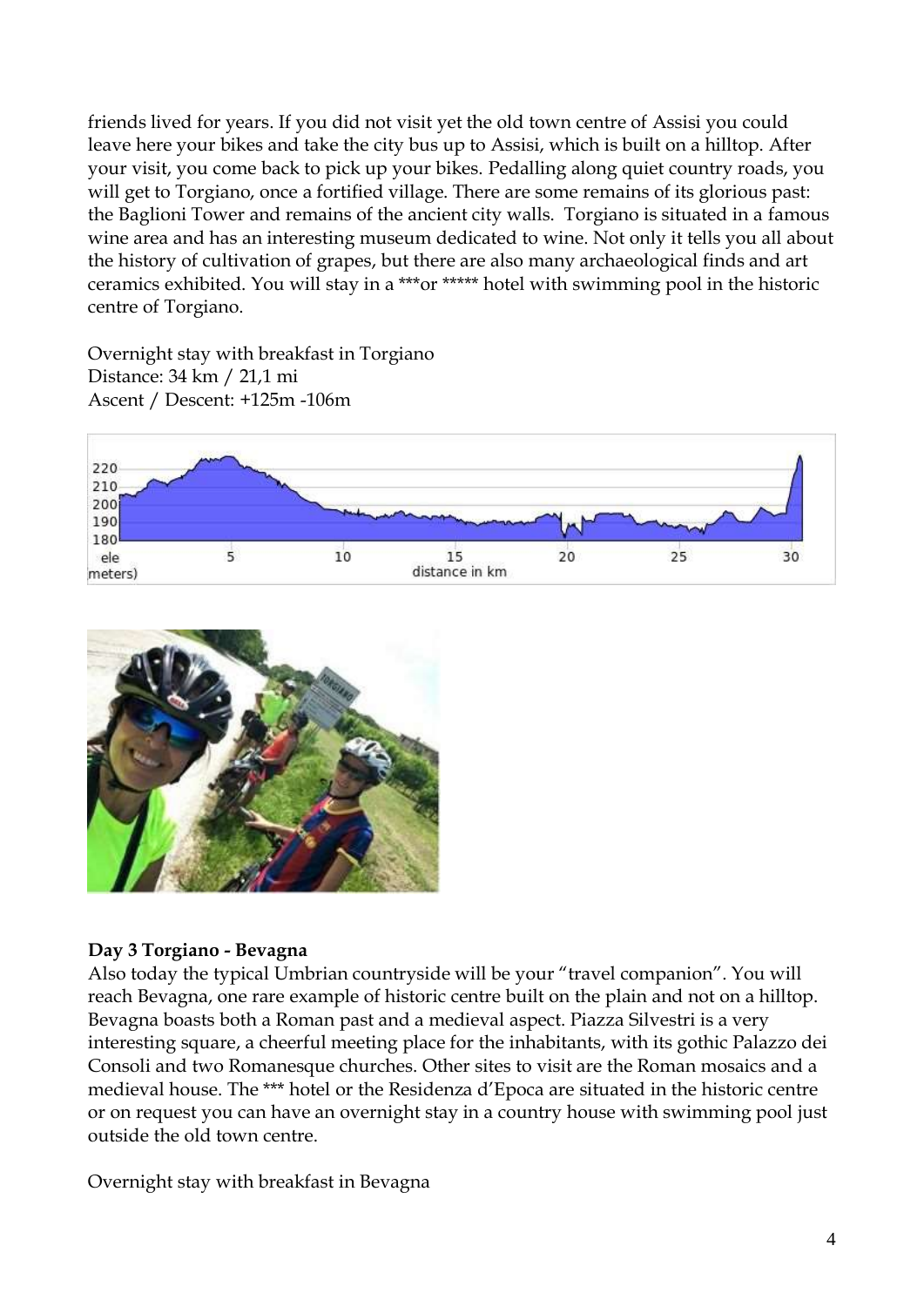friends lived for years. If you did not visit yet the old town centre of Assisi you could leave here your bikes and take the city bus up to Assisi, which is built on a hilltop. After your visit, you come back to pick up your bikes. Pedalling along quiet country roads, you will get to Torgiano, once a fortified village. There are some remains of its glorious past: the Baglioni Tower and remains of the ancient city walls. Torgiano is situated in a famous wine area and has an interesting museum dedicated to wine. Not only it tells you all about the history of cultivation of grapes, but there are also many archaeological finds and art ceramics exhibited. You will stay in a ***or ***** hotel with swimming pool in the historic centre of Torgiano.

Overnight stay with breakfast in Torgiano
Distance: 34 km / 21,1 mi
Ascent / Descent: +125m -106m

**Day 3 Torgiano - Bevagna**

Also today the typical Umbrian countryside will be your "travel companion". You will reach Bevagna, one rare example of historic centre built on the plain and not on a hilltop. Bevagna boasts both a Roman past and a medieval aspect. Piazza Silvestri is a very interesting square, a cheerful meeting place for the inhabitants, with its gothic Palazzo dei Consoli and two Romanesque churches. Other sites to visit are the Roman mosaics and a medieval house. The *** hotel or the Residenza d'Epoca are situated in the historic centre or on request you can have an overnight stay in a country house with swimming pool just outside the old town centre.

Overnight stay with breakfast in Bevagna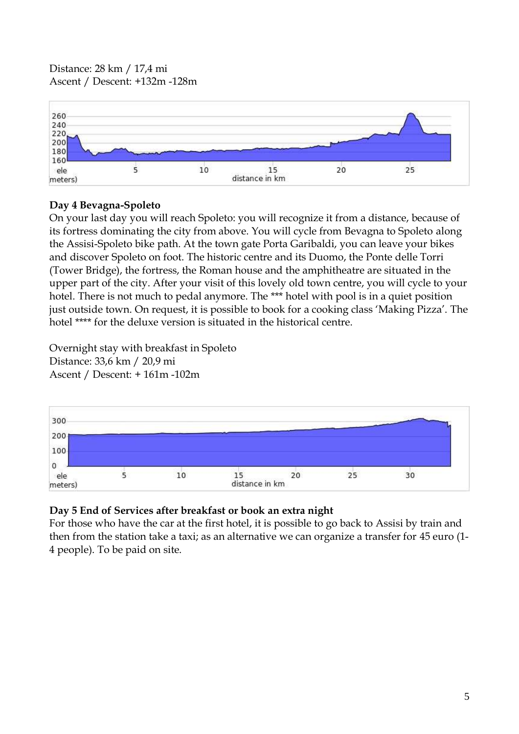Distance: 28 km / 17,4 mi
Ascent / Descent: +132m -128m

**Day 4 Bevagna-Spoleto**
On your last day you will reach Spoleto: you will recognize it from a distance, because of its fortress dominating the city from above. You will cycle from Bevagna to Spoleto along the Assisi-Spoleto bike path. At the town gate Porta Garibaldi, you can leave your bikes and discover Spoleto on foot. The historic centre and its Duomo, the Ponte delle Torri (Tower Bridge), the fortress, the Roman house and the amphitheatre are situated in the upper part of the city. After your visit of this lovely old town centre, you will cycle to your hotel. There is not much to pedal anymore. The *** hotel with pool is in a quiet position just outside town. On request, it is possible to book for a cooking class 'Making Pizza'. The hotel **** for the deluxe version is situated in the historical centre.

Overnight stay with breakfast in Spoleto
Distance: 33,6 km / 20,9 mi
Ascent / Descent: + 161m -102m

**Day 5 End of Services after breakfast or book an extra night**
For those who have the car at the first hotel, it is possible to go back to Assisi by train and then from the station take a taxi; as an alternative we can organize a transfer for 45 euro (1-4 people). To be paid on site.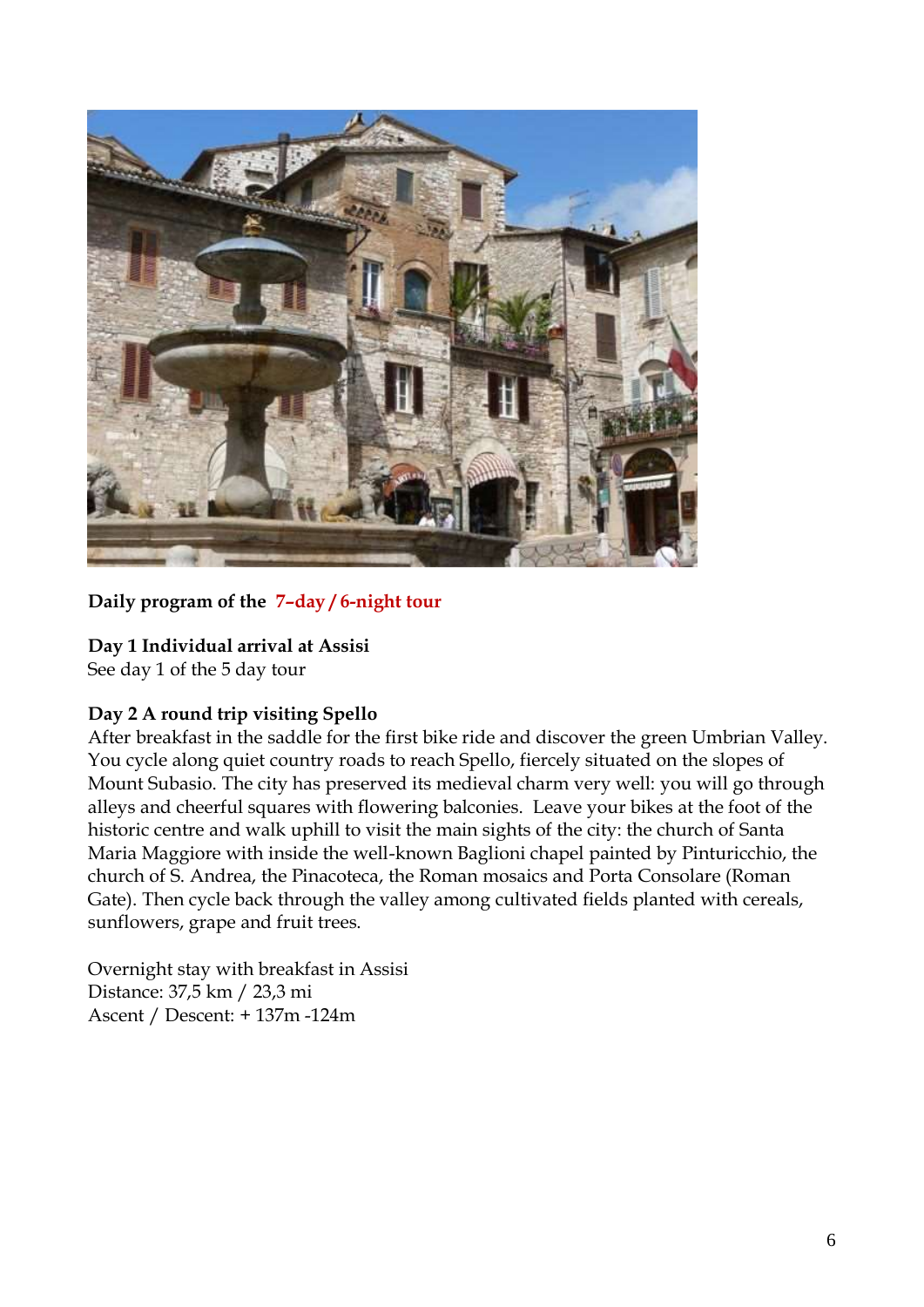**Daily program of the 7–day / 6-night tour**

**Day 1 Individual arrival at Assisi**
See day 1 of the 5 day tour

**Day 2 A round trip visiting Spello**
After breakfast in the saddle for the first bike ride and discover the green Umbrian Valley. You cycle along quiet country roads to reach Spello, fiercely situated on the slopes of Mount Subasio. The city has preserved its medieval charm very well: you will go through alleys and cheerful squares with flowering balconies. Leave your bikes at the foot of the historic centre and walk uphill to visit the main sights of the city: the church of Santa Maria Maggiore with inside the well-known Baglioni chapel painted by Pinturicchio, the church of S. Andrea, the Pinacoteca, the Roman mosaics and Porta Consolare (Roman Gate). Then cycle back through the valley among cultivated fields planted with cereals, sunflowers, grape and fruit trees.

Overnight stay with breakfast in Assisi
Distance: 37,5 km / 23,3 mi
Ascent / Descent: + 137m -124m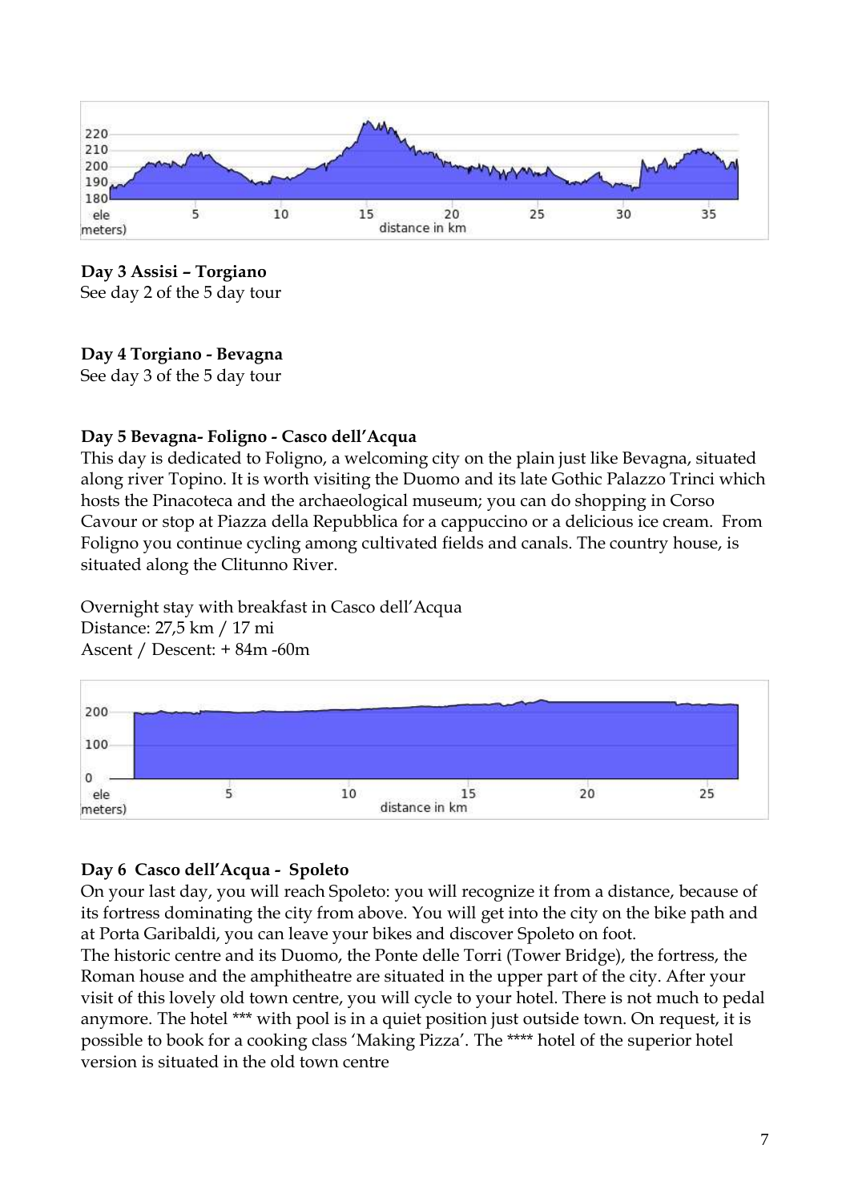**Day 3 Assisi – Torgiano**
See day 2 of the 5 day tour

**Day 4 Torgiano - Bevagna**
See day 3 of the 5 day tour

**Day 5 Bevagna- Foligno - Casco dell'Acqua**
This day is dedicated to Foligno, a welcoming city on the plain just like Bevagna, situated along river Topino. It is worth visiting the Duomo and its late Gothic Palazzo Trinci which hosts the Pinacoteca and the archaeological museum; you can do shopping in Corso Cavour or stop at Piazza della Repubblica for a cappuccino or a delicious ice cream. From Foligno you continue cycling among cultivated fields and canals. The country house, is situated along the Clitunno River.

Overnight stay with breakfast in Casco dell'Acqua
Distance: 27,5 km / 17 mi
Ascent / Descent: + 84m -60m

**Day 6 Casco dell'Acqua - Spoleto**
On your last day, you will reach Spoleto: you will recognize it from a distance, because of its fortress dominating the city from above. You will get into the city on the bike path and at Porta Garibaldi, you can leave your bikes and discover Spoleto on foot.
The historic centre and its Duomo, the Ponte delle Torri (Tower Bridge), the fortress, the Roman house and the amphitheatre are situated in the upper part of the city. After your visit of this lovely old town centre, you will cycle to your hotel. There is not much to pedal anymore. The hotel *** with pool is in a quiet position just outside town. On request, it is possible to book for a cooking class 'Making Pizza'. The **** hotel of the superior hotel version is situated in the old town centre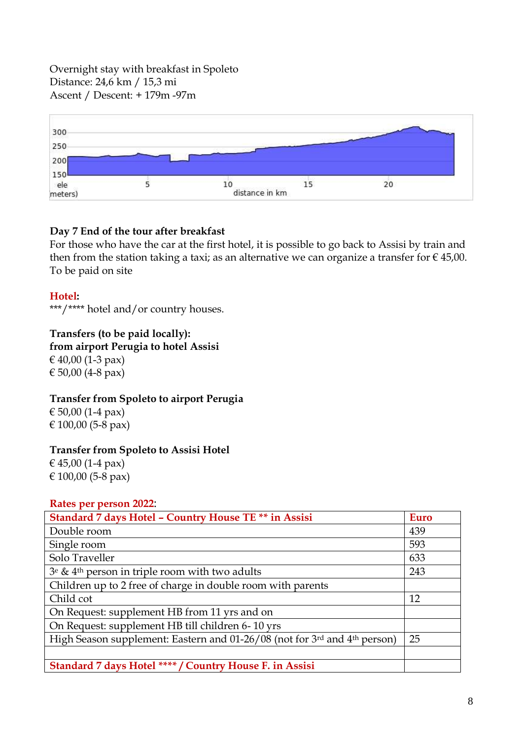Overnight stay with breakfast in Spoleto
Distance: 24,6 km / 15,3 mi
Ascent / Descent: + 179m -97m

**Day 7 End of the tour after breakfast**
For those who have the car at the first hotel, it is possible to go back to Assisi by train and then from the station taking a taxi; as an alternative we can organize a transfer for € 45,00. To be paid on site

**Hotel:**
***/**** hotel and/or country houses.

**Transfers (to be paid locally):**
**from airport Perugia to hotel Assisi**
€ 40,00 (1-3 pax)
€ 50,00 (4-8 pax)

**Transfer from Spoleto to airport Perugia**
€ 50,00 (1-4 pax)
€ 100,00 (5-8 pax)

**Transfer from Spoleto to Assisi Hotel**
€ 45,00 (1-4 pax)
€ 100,00 (5-8 pax)

**Rates per person 2022:**

| Standard 7 days Hotel – Country House TE ** in Assisi | Euro |
|---|---|
| Double room | 439 |
| Single room | 593 |
| Solo Traveller | 633 |
| 3e & 4th person in triple room with two adults | 243 |
| Children up to 2 free of charge in double room with parents | |
| Child cot | 12 |
| On Request: supplement HB from 11 yrs and on | |
| On Request: supplement HB till children 6- 10 yrs | |
| High Season supplement: Eastern and 01-26/08 (not for 3rd and 4th person) | 25 |
| | |
| **Standard 7 days Hotel **** / Country House F. in Assisi** | |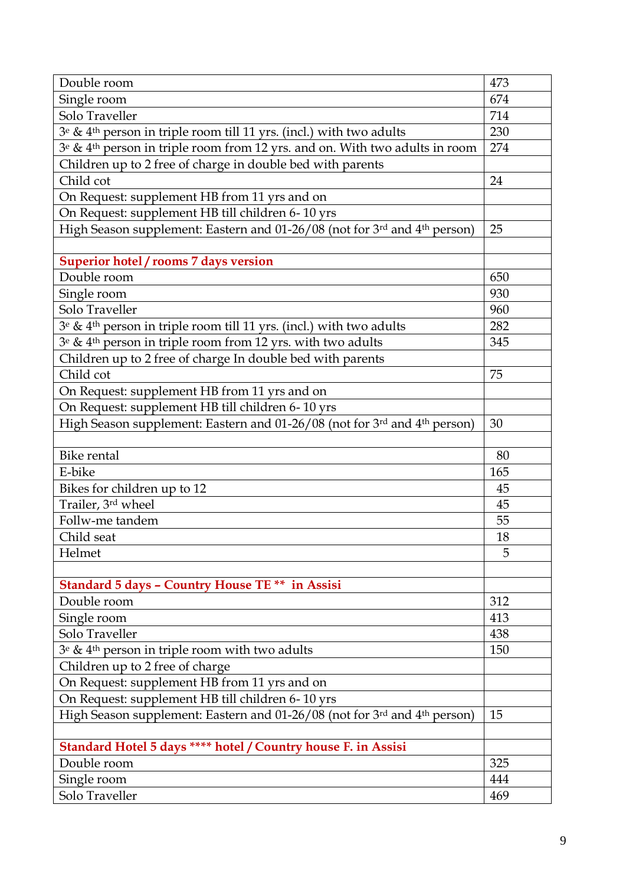| Double room | 473 |
| --- | --- |
| Single room | 674 |
| Solo Traveller | 714 |
| 3e & 4th person in triple room till 11 yrs. (incl.) with two adults | 230 |
| 3e & 4th person in triple room from 12 yrs. and on. With two adults in room | 274 |
| Children up to 2 free of charge in double bed with parents | |
| Child cot | 24 |
| On Request: supplement HB from 11 yrs and on | |
| On Request: supplement HB till children 6- 10 yrs | |
| High Season supplement: Eastern and 01-26/08 (not for 3rd and 4th person) | 25 |
| | |
| **Superior hotel / rooms 7 days version** | |
| Double room | 650 |
| Single room | 930 |
| Solo Traveller | 960 |
| 3e & 4th person in triple room till 11 yrs. (incl.) with two adults | 282 |
| 3e & 4th person in triple room from 12 yrs. with two adults | 345 |
| Children up to 2 free of charge In double bed with parents | |
| Child cot | 75 |
| On Request: supplement HB from 11 yrs and on | |
| On Request: supplement HB till children 6- 10 yrs | |
| High Season supplement: Eastern and 01-26/08 (not for 3rd and 4th person) | 30 |
| | |
| Bike rental | 80 |
| E-bike | 165 |
| Bikes for children up to 12 | 45 |
| Trailer, 3rd wheel | 45 |
| Follw-me tandem | 55 |
| Child seat | 18 |
| Helmet | 5 |
| | |
| **Standard 5 days – Country House TE ** in Assisi** | |
| Double room | 312 |
| Single room | 413 |
| Solo Traveller | 438 |
| 3e & 4th person in triple room with two adults | 150 |
| Children up to 2 free of charge | |
| On Request: supplement HB from 11 yrs and on | |
| On Request: supplement HB till children 6- 10 yrs | |
| High Season supplement: Eastern and 01-26/08 (not for 3rd and 4th person) | 15 |
| | |
| **Standard Hotel 5 days **** hotel / Country house F. in Assisi** | |
| Double room | 325 |
| Single room | 444 |
| Solo Traveller | 469 |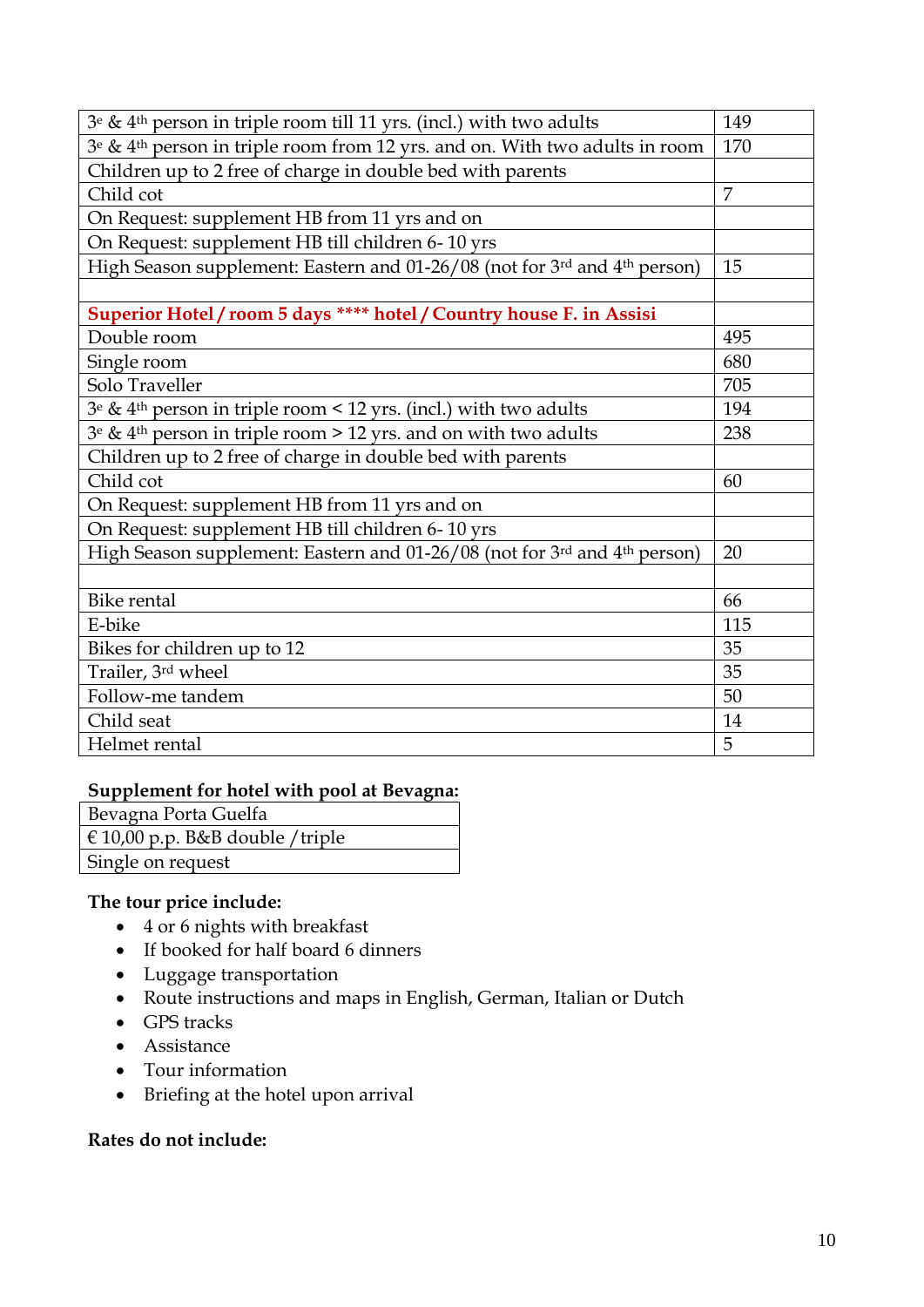| | |
|---|---|
| 3e & 4th person in triple room till 11 yrs. (incl.) with two adults | 149 |
| 3e & 4th person in triple room from 12 yrs. and on. With two adults in room | 170 |
| Children up to 2 free of charge in double bed with parents | |
| Child cot | 7 |
| On Request: supplement HB from 11 yrs and on | |
| On Request: supplement HB till children 6- 10 yrs | |
| High Season supplement: Eastern and 01-26/08 (not for 3rd and 4th person) | 15 |
| | |
| **Superior Hotel / room 5 days \*\*\*\* hotel / Country house F. in Assisi** | |
| Double room | 495 |
| Single room | 680 |
| Solo Traveller | 705 |
| 3e & 4th person in triple room < 12 yrs. (incl.) with two adults | 194 |
| 3e & 4th person in triple room > 12 yrs. and on with two adults | 238 |
| Children up to 2 free of charge in double bed with parents | |
| Child cot | 60 |
| On Request: supplement HB from 11 yrs and on | |
| On Request: supplement HB till children 6- 10 yrs | |
| High Season supplement: Eastern and 01-26/08 (not for 3rd and 4th person) | 20 |
| | |
| Bike rental | 66 |
| E-bike | 115 |
| Bikes for children up to 12 | 35 |
| Trailer, 3rd wheel | 35 |
| Follow-me tandem | 50 |
| Child seat | 14 |
| Helmet rental | 5 |

**Supplement for hotel with pool at Bevagna:**

| Bevagna Porta Guelfa |
|---|
| € 10,00 p.p. B&B double / triple |
| Single on request |

**The tour price include:**

- 4 or 6 nights with breakfast
- If booked for half board 6 dinners
- Luggage transportation
- Route instructions and maps in English, German, Italian or Dutch
- GPS tracks
- Assistance
- Tour information
- Briefing at the hotel upon arrival

**Rates do not include:**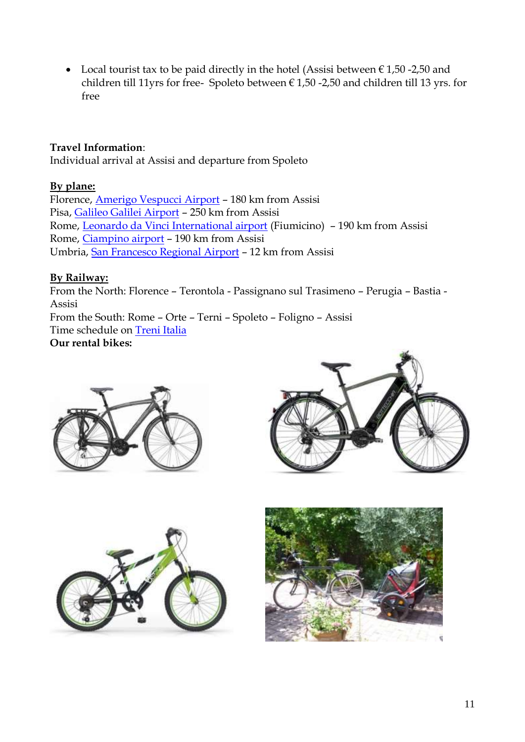- Local tourist tax to be paid directly in the hotel (Assisi between € 1,50 -2,50 and children till 11yrs for free- Spoleto between € 1,50 -2,50 and children till 13 yrs. for free

**Travel Information**:
Individual arrival at Assisi and departure from Spoleto

**By plane:**
Florence, Amerigo Vespucci Airport – 180 km from Assisi
Pisa, Galileo Galilei Airport – 250 km from Assisi
Rome, Leonardo da Vinci International airport (Fiumicino) – 190 km from Assisi
Rome, Ciampino airport – 190 km from Assisi
Umbria, San Francesco Regional Airport – 12 km from Assisi

**By Railway:**
From the North: Florence – Terontola - Passignano sul Trasimeno – Perugia – Bastia - Assisi
From the South: Rome – Orte – Terni – Spoleto – Foligno – Assisi
Time schedule on Treni Italia
**Our rental bikes:**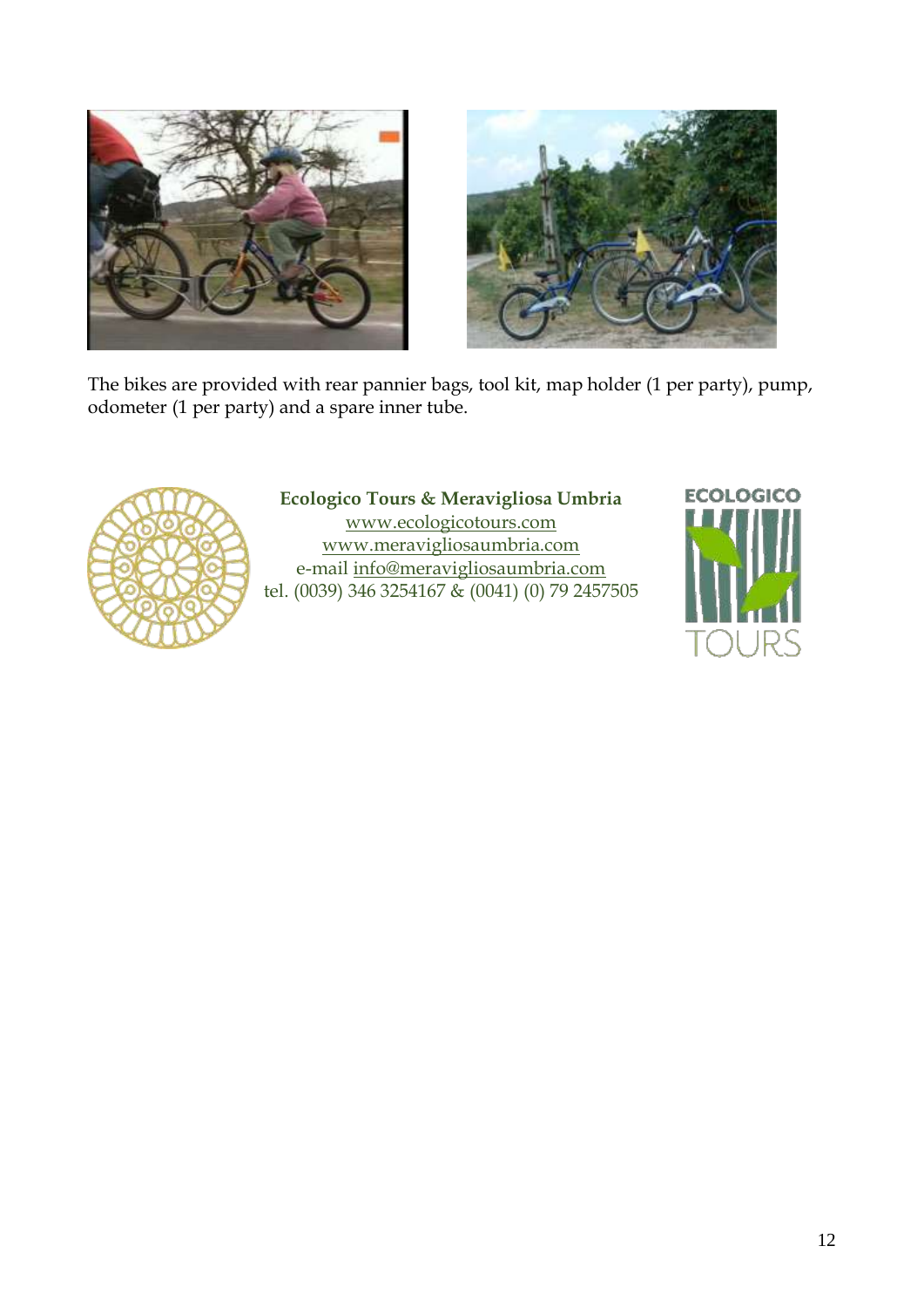The bikes are provided with rear pannier bags, tool kit, map holder (1 per party), pump, odometer (1 per party) and a spare inner tube.

**Ecologico Tours & Meravigliosa Umbria**
www.ecologicotours.com
www.meravigliosaumbria.com
e-mail info@meravigliosaumbria.com
tel. (0039) 346 3254167 & (0041) (0) 79 2457505

ECOLOGICO TOURS